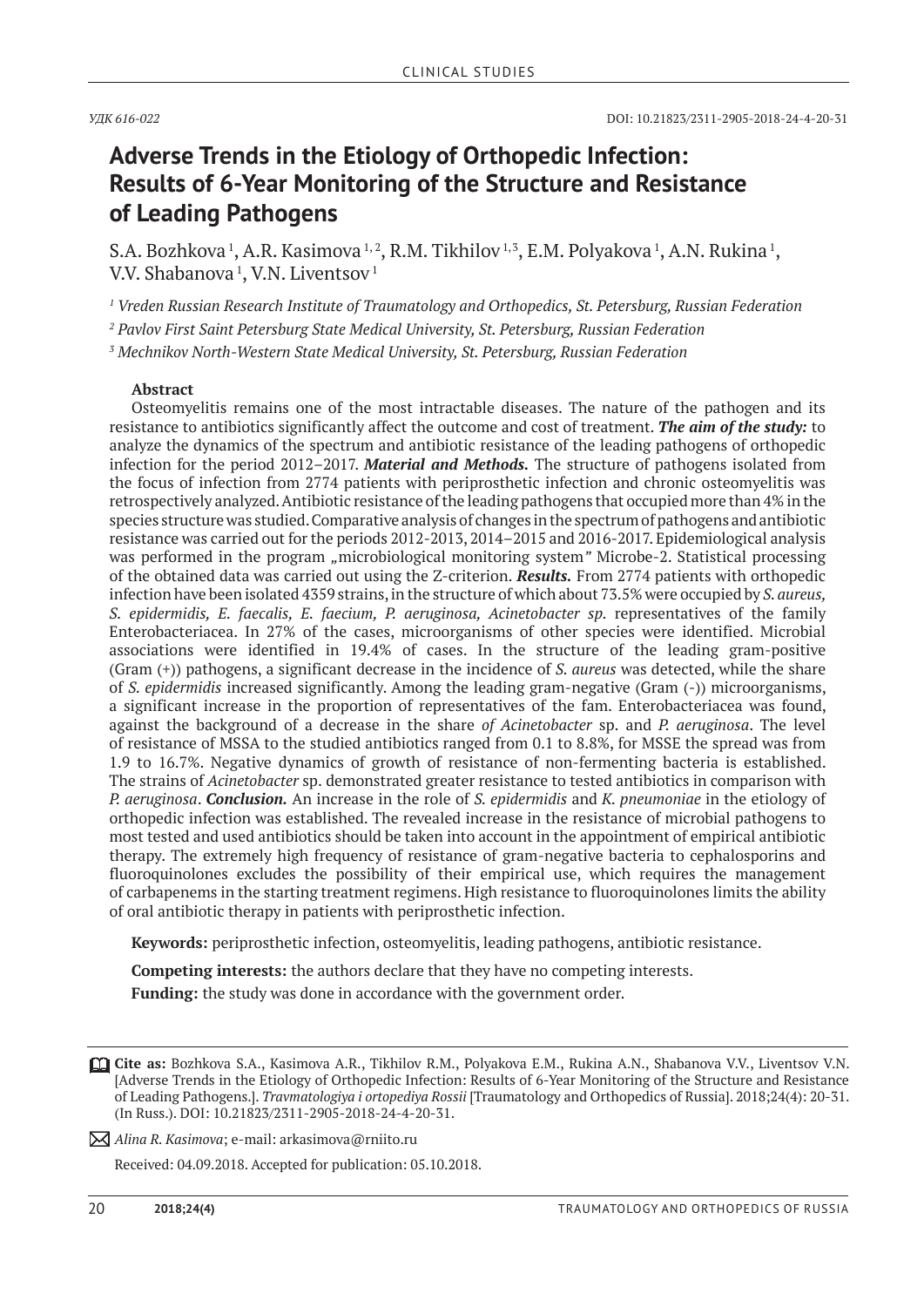УДК 616-022

DOI: 10.21823/2311-2905-2018-24-4-20-31

# Adverse Trends in the Etiology of Orthopedic Infection: Results of 6-Year Monitoring of the Structure and Resistance of Leading Pathogens

S.A. Bozhkova [1], A.R. Kasimova [1,2], R.M. Tikhilov [1,3], E.M. Polyakova [1], A.N. Rukina [1], V.V. Shabanova [1], V.N. Liventsov [1]

*[1] Vreden Russian Research Institute of Traumatology and Orthopedics, St. Petersburg, Russian Federation*

*[2] Pavlov First Saint Petersburg State Medical University, St. Petersburg, Russian Federation*

*[3] Mechnikov North-Western State Medical University, St. Petersburg, Russian Federation*

**Abstract**

Osteomyelitis remains one of the most intractable diseases. The nature of the pathogen and its resistance to antibiotics significantly affect the outcome and cost of treatment. ***The aim of the study:*** to analyze the dynamics of the spectrum and antibiotic resistance of the leading pathogens of orthopedic infection for the period 2012–2017. ***Material and Methods.*** The structure of pathogens isolated from the focus of infection from 2774 patients with periprosthetic infection and chronic osteomyelitis was retrospectively analyzed. Antibiotic resistance of the leading pathogens that occupied more than 4% in the species structure was studied. Comparative analysis of changes in the spectrum of pathogens and antibiotic resistance was carried out for the periods 2012-2013, 2014–2015 and 2016-2017. Epidemiological analysis was performed in the program „microbiological monitoring system" Microbe-2. Statistical processing of the obtained data was carried out using the Z-criterion. ***Results.*** From 2774 patients with orthopedic infection have been isolated 4359 strains, in the structure of which about 73.5% were occupied by *S. aureus, S. epidermidis, E. faecalis, E. faecium, P. aeruginosa, Acinetobacter sp.* representatives of the family Enterobacteriacea. In 27% of the cases, microorganisms of other species were identified. Microbial associations were identified in 19.4% of cases. In the structure of the leading gram-positive (Gram (+)) pathogens, a significant decrease in the incidence of *S. aureus* was detected, while the share of *S. epidermidis* increased significantly. Among the leading gram-negative (Gram (-)) microorganisms, a significant increase in the proportion of representatives of the fam. Enterobacteriacea was found, against the background of a decrease in the share *of Acinetobacter* sp. and *P. aeruginosa*. The level of resistance of MSSA to the studied antibiotics ranged from 0.1 to 8.8%, for MSSE the spread was from 1.9 to 16.7%. Negative dynamics of growth of resistance of non-fermenting bacteria is established. The strains of *Acinetobacter* sp. demonstrated greater resistance to tested antibiotics in comparison with *P. aeruginosa*. ***Conclusion.*** An increase in the role of *S. epidermidis* and *K. pneumoniae* in the etiology of orthopedic infection was established. The revealed increase in the resistance of microbial pathogens to most tested and used antibiotics should be taken into account in the appointment of empirical antibiotic therapy. The extremely high frequency of resistance of gram-negative bacteria to cephalosporins and fluoroquinolones excludes the possibility of their empirical use, which requires the management of carbapenems in the starting treatment regimens. High resistance to fluoroquinolones limits the ability of oral antibiotic therapy in patients with periprosthetic infection.

**Keywords:** periprosthetic infection, osteomyelitis, leading pathogens, antibiotic resistance.

**Competing interests:** the authors declare that they have no competing interests.

**Funding:** the study was done in accordance with the government order.

**Cite as:** Bozhkova S.A., Kasimova A.R., Tikhilov R.M., Polyakova E.M., Rukina A.N., Shabanova V.V., Liventsov V.N. [Adverse Trends in the Etiology of Orthopedic Infection: Results of 6-Year Monitoring of the Structure and Resistance of Leading Pathogens.]. *Travmatologiya i ortopediya Rossii* [Traumatology and Orthopedics of Russia]. 2018;24(4): 20-31. (In Russ.). DOI: 10.21823/2311-2905-2018-24-4-20-31.

*Alina R. Kasimova*; e-mail: arkasimova@rniito.ru

Received: 04.09.2018. Accepted for publication: 05.10.2018.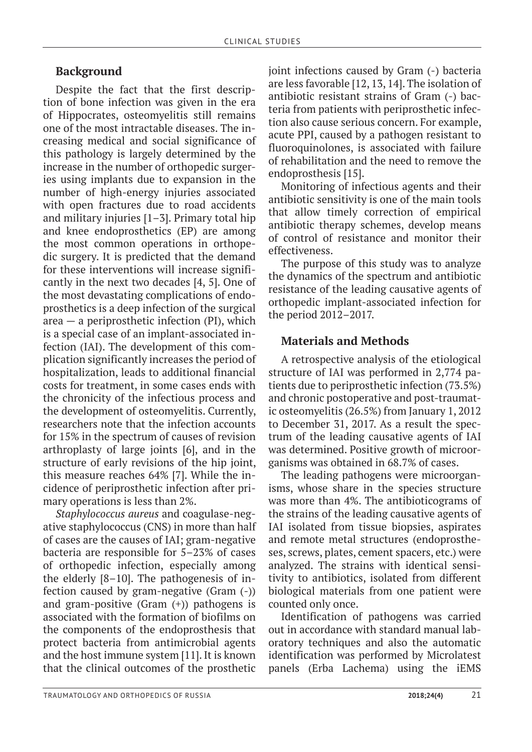## Background

Despite the fact that the first description of bone infection was given in the era of Hippocrates, osteomyelitis still remains one of the most intractable diseases. The increasing medical and social significance of this pathology is largely determined by the increase in the number of orthopedic surgeries using implants due to expansion in the number of high-energy injuries associated with open fractures due to road accidents and military injuries [1–3]. Primary total hip and knee endoprosthetics (EP) are among the most common operations in orthopedic surgery. It is predicted that the demand for these interventions will increase significantly in the next two decades [4, 5]. One of the most devastating complications of endoprosthetics is a deep infection of the surgical area — a periprosthetic infection (PI), which is a special case of an implant-associated infection (IAI). The development of this complication significantly increases the period of hospitalization, leads to additional financial costs for treatment, in some cases ends with the chronicity of the infectious process and the development of osteomyelitis. Currently, researchers note that the infection accounts for 15% in the spectrum of causes of revision arthroplasty of large joints [6], and in the structure of early revisions of the hip joint, this measure reaches 64% [7]. While the incidence of periprosthetic infection after primary operations is less than 2%.

*Staphylococcus aureus* and coagulase-negative staphylococcus (CNS) in more than half of cases are the causes of IAI; gram-negative bacteria are responsible for 5–23% of cases of orthopedic infection, especially among the elderly [8–10]. The pathogenesis of infection caused by gram-negative (Gram (-)) and gram-positive (Gram (+)) pathogens is associated with the formation of biofilms on the components of the endoprosthesis that protect bacteria from antimicrobial agents and the host immune system [11]. It is known that the clinical outcomes of the prosthetic joint infections caused by Gram (-) bacteria are less favorable [12, 13, 14]. The isolation of antibiotic resistant strains of Gram (-) bacteria from patients with periprosthetic infection also cause serious concern. For example, acute PPI, caused by a pathogen resistant to fluoroquinolones, is associated with failure of rehabilitation and the need to remove the endoprosthesis [15].

Monitoring of infectious agents and their antibiotic sensitivity is one of the main tools that allow timely correction of empirical antibiotic therapy schemes, develop means of control of resistance and monitor their effectiveness.

The purpose of this study was to analyze the dynamics of the spectrum and antibiotic resistance of the leading causative agents of orthopedic implant-associated infection for the period 2012–2017.

## Materials and Methods

A retrospective analysis of the etiological structure of IAI was performed in 2,774 patients due to periprosthetic infection (73.5%) and chronic postoperative and post-traumatic osteomyelitis (26.5%) from January 1, 2012 to December 31, 2017. As a result the spectrum of the leading causative agents of IAI was determined. Positive growth of microorganisms was obtained in 68.7% of cases.

The leading pathogens were microorganisms, whose share in the species structure was more than 4%. The antibioticograms of the strains of the leading causative agents of IAI isolated from tissue biopsies, aspirates and remote metal structures (endoprostheses, screws, plates, cement spacers, etc.) were analyzed. The strains with identical sensitivity to antibiotics, isolated from different biological materials from one patient were counted only once.

Identification of pathogens was carried out in accordance with standard manual laboratory techniques and also the automatic identification was performed by Microlatest panels (Erba Lachema) using the iEMS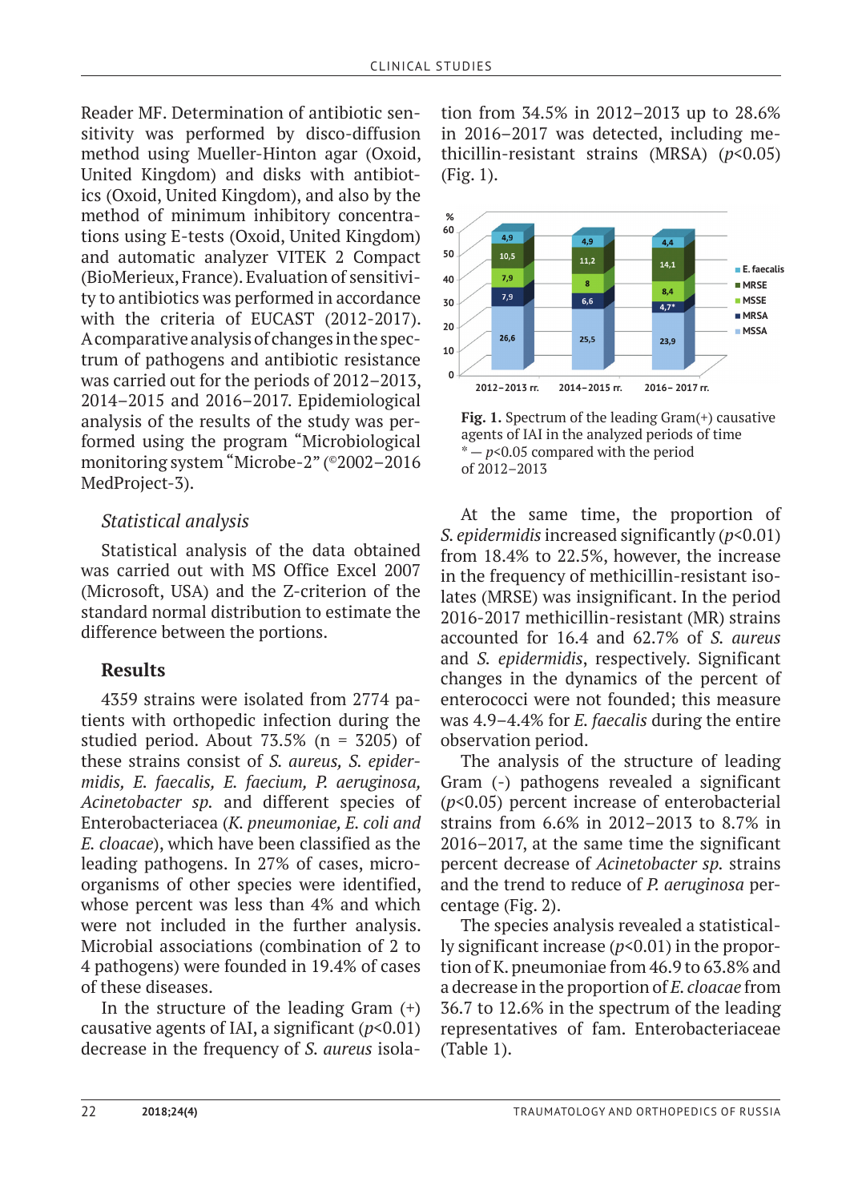Reader MF. Determination of antibiotic sensitivity was performed by disco-diffusion method using Mueller-Hinton agar (Oxoid, United Kingdom) and disks with antibiotics (Oxoid, United Kingdom), and also by the method of minimum inhibitory concentrations using E-tests (Oxoid, United Kingdom) and automatic analyzer VITEK 2 Compact (BioMerieux, France). Evaluation of sensitivity to antibiotics was performed in accordance with the criteria of EUCAST (2012-2017). A comparative analysis of changes in the spectrum of pathogens and antibiotic resistance was carried out for the periods of 2012–2013, 2014–2015 and 2016–2017. Epidemiological analysis of the results of the study was performed using the program "Microbiological monitoring system "Microbe-2" (©2002–2016 MedProject-3).

### *Statistical analysis*

Statistical analysis of the data obtained was carried out with MS Office Excel 2007 (Microsoft, USA) and the Z-criterion of the standard normal distribution to estimate the difference between the portions.

## Results

4359 strains were isolated from 2774 patients with orthopedic infection during the studied period. About 73.5% (n = 3205) of these strains consist of *S. aureus, S. epidermidis, E. faecalis, E. faecium, P. aeruginosa, Acinetobacter sp.* and different species of Enterobacteriacea (*K. pneumoniae, E. coli and E. cloacae*), which have been classified as the leading pathogens. In 27% of cases, microorganisms of other species were identified, whose percent was less than 4% and which were not included in the further analysis. Microbial associations (combination of 2 to 4 pathogens) were founded in 19.4% of cases of these diseases.

In the structure of the leading Gram (+) causative agents of IAI, a significant ($p$<0.01) decrease in the frequency of *S. aureus* isolation from 34.5% in 2012–2013 up to 28.6% in 2016–2017 was detected, including methicillin-resistant strains (MRSA) ($p$<0.05) (Fig. 1).

| | 2012–2013 гг. | 2014–2015 гг. | 2016–2017 гг. |
|---|---|---|---|
| E. faecalis | 4,9 | 4,9 | 4,4 |
| MRSE | 10,5 | 11,2 | 14,1 |
| MSSE | 7,9 | 8 | 8,4 |
| MRSA | 7,9 | 6,6 | 4,7* |
| MSSA | 26,6 | 25,5 | 23,9 |

**Fig. 1.** Spectrum of the leading Gram(+) causative agents of IAI in the analyzed periods of time
\* — $p$<0.05 compared with the period of 2012–2013

At the same time, the proportion of *S. epidermidis* increased significantly ($p$<0.01) from 18.4% to 22.5%, however, the increase in the frequency of methicillin-resistant isolates (MRSE) was insignificant. In the period 2016-2017 methicillin-resistant (MR) strains accounted for 16.4 and 62.7% of *S. aureus* and *S. epidermidis*, respectively. Significant changes in the dynamics of the percent of enterococci were not founded; this measure was 4.9–4.4% for *E. faecalis* during the entire observation period.

The analysis of the structure of leading Gram (-) pathogens revealed a significant ($p$<0.05) percent increase of enterobacterial strains from 6.6% in 2012–2013 to 8.7% in 2016–2017, at the same time the significant percent decrease of *Acinetobacter sp.* strains and the trend to reduce of *P. aeruginosa* percentage (Fig. 2).

The species analysis revealed a statistically significant increase ($p$<0.01) in the proportion of K. pneumoniae from 46.9 to 63.8% and a decrease in the proportion of *E. cloacae* from 36.7 to 12.6% in the spectrum of the leading representatives of fam. Enterobacteriaceae (Table 1).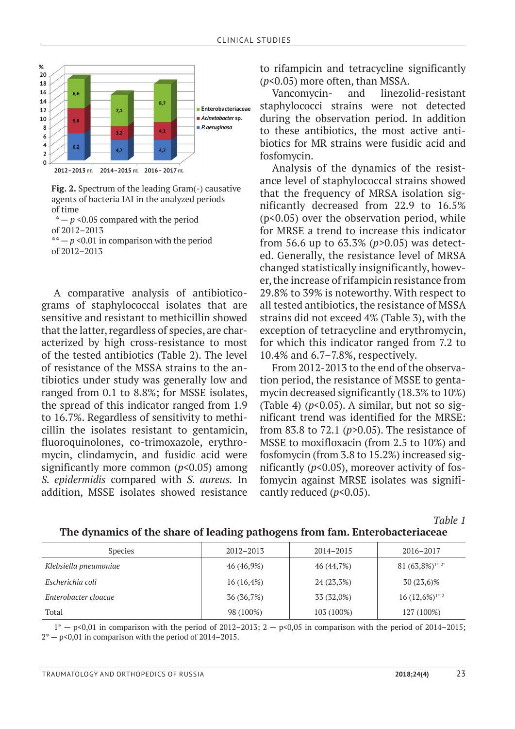Fig. 2. Spectrum of the leading Gram(-) causative agents of bacteria IAI in the analyzed periods of time

\* — $p$ <0.05 compared with the period of 2012–2013

\*\* — $p$ <0.01 in comparison with the period of 2012–2013

A comparative analysis of antibioticograms of staphylococcal isolates that are sensitive and resistant to methicillin showed that the latter, regardless of species, are characterized by high cross-resistance to most of the tested antibiotics (Table 2). The level of resistance of the MSSA strains to the antibiotics under study was generally low and ranged from 0.1 to 8.8%; for MSSE isolates, the spread of this indicator ranged from 1.9 to 16.7%. Regardless of sensitivity to methicillin the isolates resistant to gentamicin, fluoroquinolones, co-trimoxazole, erythromycin, clindamycin, and fusidic acid were significantly more common ($p$<0.05) among *S. epidermidis* compared with *S. aureus*. In addition, MSSE isolates showed resistance to rifampicin and tetracycline significantly ($p$<0.05) more often, than MSSA.

Vancomycin- and linezolid-resistant staphylococci strains were not detected during the observation period. In addition to these antibiotics, the most active antibiotics for MR strains were fusidic acid and fosfomycin.

Analysis of the dynamics of the resistance level of staphylococcal strains showed that the frequency of MRSA isolation significantly decreased from 22.9 to 16.5% (p<0.05) over the observation period, while for MRSE a trend to increase this indicator from 56.6 up to 63.3% ($p$>0.05) was detected. Generally, the resistance level of MRSA changed statistically insignificantly, however, the increase of rifampicin resistance from 29.8% to 39% is noteworthy. With respect to all tested antibiotics, the resistance of MSSA strains did not exceed 4% (Table 3), with the exception of tetracycline and erythromycin, for which this indicator ranged from 7.2 to 10.4% and 6.7–7.8%, respectively.

From 2012-2013 to the end of the observation period, the resistance of MSSE to gentamycin decreased significantly (18.3% to 10%) (Table 4) ($p$<0.05). A similar, but not so significant trend was identified for the MRSE: from 83.8 to 72.1 ($p$>0.05). The resistance of MSSE to moxifloxacin (from 2.5 to 10%) and fosfomycin (from 3.8 to 15.2%) increased significantly ($p$<0.05), moreover activity of fosfomycin against MRSE isolates was significantly reduced ($p$<0.05).

*Table 1*

**The dynamics of the share of leading pathogens from fam. Enterobacteriaceae**

| Species | 2012–2013 | 2014–2015 | 2016–2017 |
|---|---|---|---|
| *Klebsiella pneumoniae* | 46 (46,9%) | 46 (44,7%) | 81 (63,8%)[1\*, 2\*] |
| *Escherichia coli* | 16 (16,4%) | 24 (23,3%) | 30 (23,6)% |
| *Enterobacter cloacae* | 36 (36,7%) | 33 (32,0%) | 16 (12,6%)[1\*, 2] |
| Total | 98 (100%) | 103 (100%) | 127 (100%) |

1\* — p<0,01 in comparison with the period of 2012–2013; 2 — p<0,05 in comparison with the period of 2014–2015; 2\* — p<0,01 in comparison with the period of 2014–2015.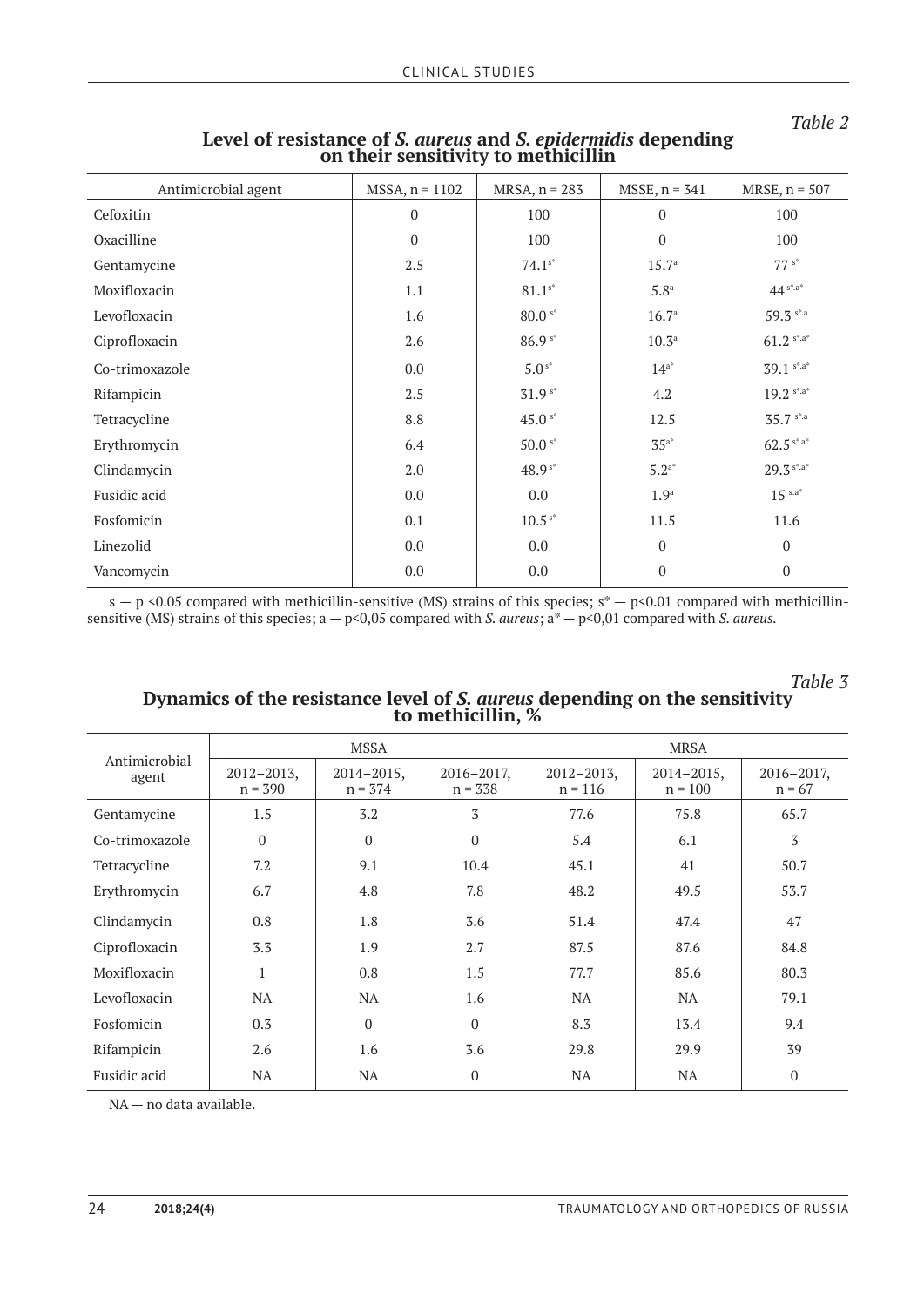*Table 2*

**Level of resistance of *S. aureus* and *S. epidermidis* depending on their sensitivity to methicillin**

| Antimicrobial agent | MSSA, n = 1102 | MRSA, n = 283 | MSSE, n = 341 | MRSE, n = 507 |
|---|---|---|---|---|
| Cefoxitin | 0 | 100 | 0 | 100 |
| Oxacilline | 0 | 100 | 0 | 100 |
| Gentamycine | 2.5 | 74.1 [s*] | 15.7 [a] | 77 [s*] |
| Moxifloxacin | 1.1 | 81.1 [s*] | 5.8 [a] | 44 [s*,a*] |
| Levofloxacin | 1.6 | 80.0 [s*] | 16.7 [a] | 59.3 [s*,a] |
| Ciprofloxacin | 2.6 | 86.9 [s*] | 10.3 [a] | 61.2 [s*,a*] |
| Co-trimoxazole | 0.0 | 5.0 [s*] | 14 [a*] | 39.1 [s*,a*] |
| Rifampicin | 2.5 | 31.9 [s*] | 4.2 | 19.2 [s*,a*] |
| Tetracycline | 8.8 | 45.0 [s*] | 12.5 | 35.7 [s*,a] |
| Erythromycin | 6.4 | 50.0 [s*] | 35 [a*] | 62.5 [s*,a*] |
| Clindamycin | 2.0 | 48.9 [s*] | 5.2 [a*] | 29.3 [s*,a*] |
| Fusidic acid | 0.0 | 0.0 | 1.9 [a] | 15 [s,a*] |
| Fosfomicin | 0.1 | 10.5 [s*] | 11.5 | 11.6 |
| Linezolid | 0.0 | 0.0 | 0 | 0 |
| Vancomycin | 0.0 | 0.0 | 0 | 0 |

s — $p < 0.05$ compared with methicillin-sensitive (MS) strains of this species; s* — $p < 0.01$ compared with methicillin-sensitive (MS) strains of this species; a — $p < 0{,}05$ compared with *S. aureus*; a* — $p < 0{,}01$ compared with *S. aureus*.

*Table 3*

**Dynamics of the resistance level of *S. aureus* depending on the sensitivity to methicillin, %**

| Antimicrobial agent | MSSA | | | MRSA | | |
|---|---|---|---|---|---|---|
| | 2012–2013, n = 390 | 2014–2015, n = 374 | 2016–2017, n = 338 | 2012–2013, n = 116 | 2014–2015, n = 100 | 2016–2017, n = 67 |
| Gentamycine | 1.5 | 3.2 | 3 | 77.6 | 75.8 | 65.7 |
| Co-trimoxazole | 0 | 0 | 0 | 5.4 | 6.1 | 3 |
| Tetracycline | 7.2 | 9.1 | 10.4 | 45.1 | 41 | 50.7 |
| Erythromycin | 6.7 | 4.8 | 7.8 | 48.2 | 49.5 | 53.7 |
| Clindamycin | 0.8 | 1.8 | 3.6 | 51.4 | 47.4 | 47 |
| Ciprofloxacin | 3.3 | 1.9 | 2.7 | 87.5 | 87.6 | 84.8 |
| Moxifloxacin | 1 | 0.8 | 1.5 | 77.7 | 85.6 | 80.3 |
| Levofloxacin | NA | NA | 1.6 | NA | NA | 79.1 |
| Fosfomicin | 0.3 | 0 | 0 | 8.3 | 13.4 | 9.4 |
| Rifampicin | 2.6 | 1.6 | 3.6 | 29.8 | 29.9 | 39 |
| Fusidic acid | NA | NA | 0 | NA | NA | 0 |

NA — no data available.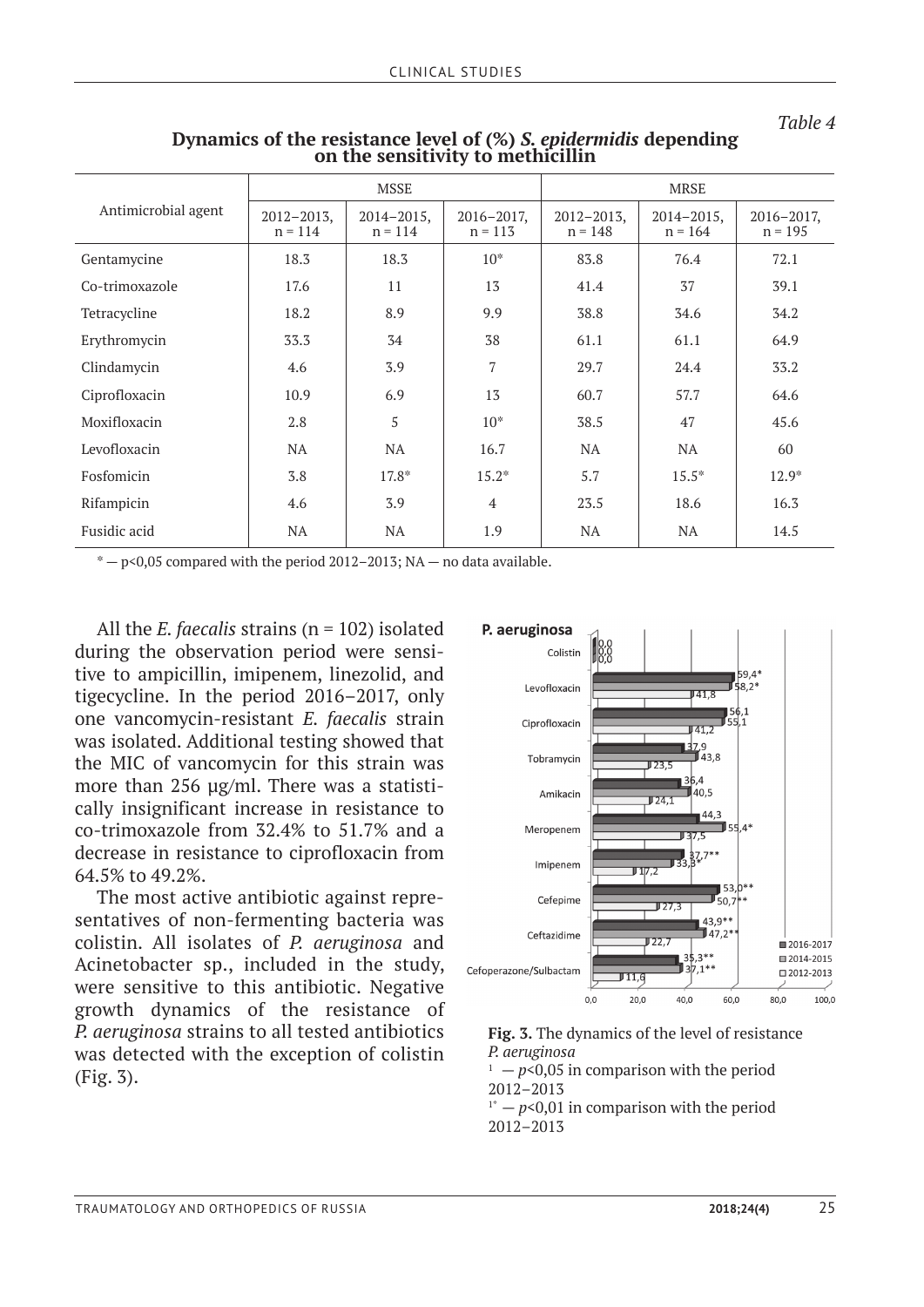*Table 4*

**Dynamics of the resistance level of (%) *S. epidermidis* depending on the sensitivity to methicillin**

| Antimicrobial agent | MSSE | | | MRSE | | |
|---|---|---|---|---|---|---|
| | 2012–2013, n = 114 | 2014–2015, n = 114 | 2016–2017, n = 113 | 2012–2013, n = 148 | 2014–2015, n = 164 | 2016–2017, n = 195 |
| Gentamycine | 18.3 | 18.3 | 10* | 83.8 | 76.4 | 72.1 |
| Co-trimoxazole | 17.6 | 11 | 13 | 41.4 | 37 | 39.1 |
| Tetracycline | 18.2 | 8.9 | 9.9 | 38.8 | 34.6 | 34.2 |
| Erythromycin | 33.3 | 34 | 38 | 61.1 | 61.1 | 64.9 |
| Clindamycin | 4.6 | 3.9 | 7 | 29.7 | 24.4 | 33.2 |
| Ciprofloxacin | 10.9 | 6.9 | 13 | 60.7 | 57.7 | 64.6 |
| Moxifloxacin | 2.8 | 5 | 10* | 38.5 | 47 | 45.6 |
| Levofloxacin | NA | NA | 16.7 | NA | NA | 60 |
| Fosfomicin | 3.8 | 17.8* | 15.2* | 5.7 | 15.5* | 12.9* |
| Rifampicin | 4.6 | 3.9 | 4 | 23.5 | 18.6 | 16.3 |
| Fusidic acid | NA | NA | 1.9 | NA | NA | 14.5 |

\* — p<0,05 compared with the period 2012–2013; NA — no data available.

All the *E. faecalis* strains (n = 102) isolated during the observation period were sensitive to ampicillin, imipenem, linezolid, and tigecycline. In the period 2016–2017, only one vancomycin-resistant *E. faecalis* strain was isolated. Additional testing showed that the MIC of vancomycin for this strain was more than 256 μg/ml. There was a statistically insignificant increase in resistance to co-trimoxazole from 32.4% to 51.7% and a decrease in resistance to ciprofloxacin from 64.5% to 49.2%.

The most active antibiotic against representatives of non-fermenting bacteria was colistin. All isolates of *P. aeruginosa* and Acinetobacter sp., included in the study, were sensitive to this antibiotic. Negative growth dynamics of the resistance of *P. aeruginosa* strains to all tested antibiotics was detected with the exception of colistin (Fig. 3).

**P. aeruginosa**

| Antibiotic | 2016-2017 | 2014-2015 | 2012-2013 |
|---|---|---|---|
| Colistin | 0,0 | 0,0 | 0,0 |
| Levofloxacin | 59,4* | 58,2* | 41,8 |
| Ciprofloxacin | 56,1 | 55,1 | 41,2 |
| Tobramycin | 37,9 | 43,8 | 23,5 |
| Amikacin | 36,4 | 40,5 | 24,1 |
| Meropenem | 44,3 | 55,4* | 37,5 |
| Imipenem | 37,7** | 33,3* | 17,2 |
| Cefepime | 53,0** | 50,7** | 27,3 |
| Ceftazidime | 43,9** | 47,2** | 22,7 |
| Cefoperazone/Sulbactam | 35,3** | 37,1** | 11,6 |

**Fig. 3.** The dynamics of the level of resistance *P. aeruginosa*
[1] — $p<0,05$ in comparison with the period 2012–2013
[1*] — $p<0,01$ in comparison with the period 2012–2013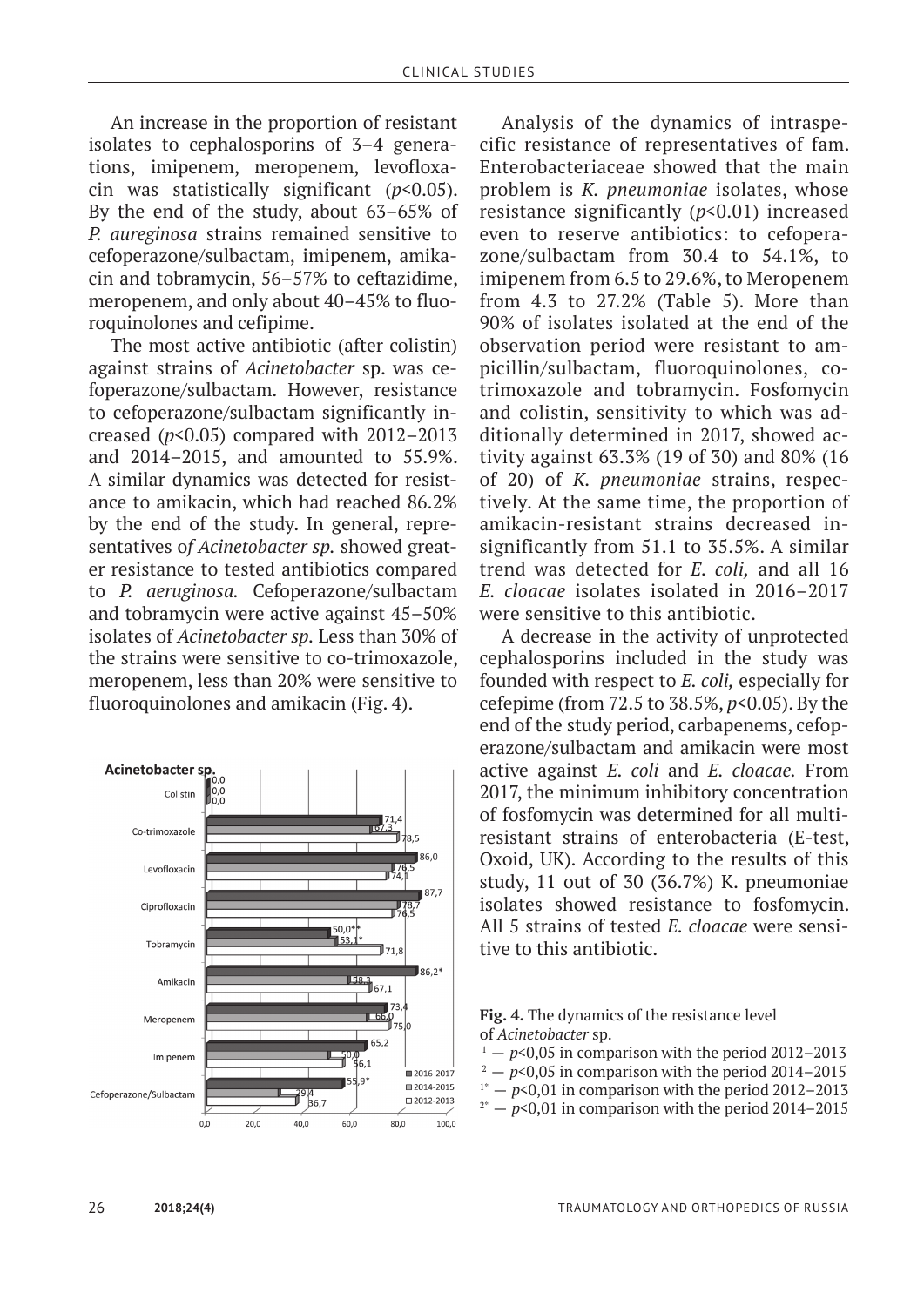An increase in the proportion of resistant isolates to cephalosporins of 3–4 generations, imipenem, meropenem, levofloxacin was statistically significant ($p<0.05$). By the end of the study, about 63–65% of *P. aureginosa* strains remained sensitive to cefoperazone/sulbactam, imipenem, amikacin and tobramycin, 56–57% to ceftazidime, meropenem, and only about 40–45% to fluoroquinolones and cefipime.

The most active antibiotic (after colistin) against strains of *Acinetobacter* sp. was cefoperazone/sulbactam. However, resistance to cefoperazone/sulbactam significantly increased ($p<0.05$) compared with 2012–2013 and 2014–2015, and amounted to 55.9%. A similar dynamics was detected for resistance to amikacin, which had reached 86.2% by the end of the study. In general, representatives o*f Acinetobacter sp.* showed greater resistance to tested antibiotics compared to *P. aeruginosa.* Cefoperazone/sulbactam and tobramycin were active against 45–50% isolates of *Acinetobacter sp.* Less than 30% of the strains were sensitive to co-trimoxazole, meropenem, less than 20% were sensitive to fluoroquinolones and amikacin (Fig. 4).

**Fig. 4.** The dynamics of the resistance level of *Acinetobacter* sp.

[1] — $p<0,05$ in comparison with the period 2012–2013
[2] — $p<0,05$ in comparison with the period 2014–2015
[1*] — $p<0,01$ in comparison with the period 2012–2013
[2*] — $p<0,01$ in comparison with the period 2014–2015

Analysis of the dynamics of intraspecific resistance of representatives of fam. Enterobacteriaceae showed that the main problem is *K. pneumoniae* isolates, whose resistance significantly ($p<0.01$) increased even to reserve antibiotics: to cefoperazone/sulbactam from 30.4 to 54.1%, to imipenem from 6.5 to 29.6%, to Meropenem from 4.3 to 27.2% (Table 5). More than 90% of isolates isolated at the end of the observation period were resistant to ampicillin/sulbactam, fluoroquinolones, co-trimoxazole and tobramycin. Fosfomycin and colistin, sensitivity to which was additionally determined in 2017, showed activity against 63.3% (19 of 30) and 80% (16 of 20) of *K. pneumoniae* strains, respectively. At the same time, the proportion of amikacin-resistant strains decreased insignificantly from 51.1 to 35.5%. A similar trend was detected for *E. coli,* and all 16 *E. cloacae* isolates isolated in 2016–2017 were sensitive to this antibiotic.

A decrease in the activity of unprotected cephalosporins included in the study was founded with respect to *E. coli,* especially for cefepime (from 72.5 to 38.5%, $p<0.05$). By the end of the study period, carbapenems, cefoperazone/sulbactam and amikacin were most active against *E. coli* and *E. cloacae.* From 2017, the minimum inhibitory concentration of fosfomycin was determined for all multiresistant strains of enterobacteria (E-test, Oxoid, UK). According to the results of this study, 11 out of 30 (36.7%) K. pneumoniae isolates showed resistance to fosfomycin. All 5 strains of tested *E. cloacae* were sensitive to this antibiotic.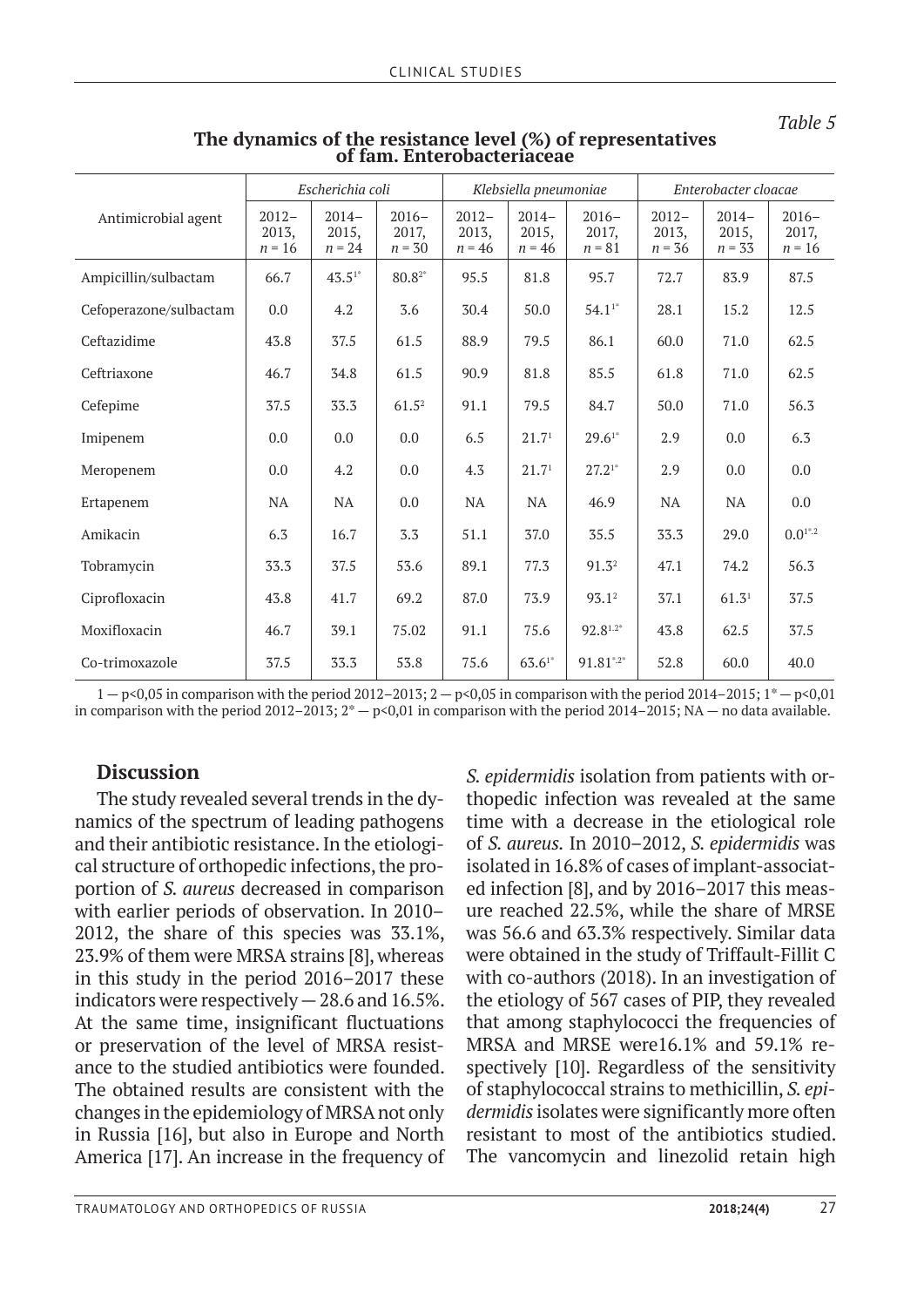*Table 5*

**The dynamics of the resistance level (%) of representatives of fam. Enterobacteriaceae**

| Antimicrobial agent | *Escherichia coli* | | | *Klebsiella pneumoniae* | | | *Enterobacter cloacae* | | |
|---|---|---|---|---|---|---|---|---|---|
| | 2012–2013, *n* = 16 | 2014–2015, *n* = 24 | 2016–2017, *n* = 30 | 2012–2013, *n* = 46 | 2014–2015, *n* = 46 | 2016–2017, *n* = 81 | 2012–2013, *n* = 36 | 2014–2015, *n* = 33 | 2016–2017, *n* = 16 |
| Ampicillin/sulbactam | 66.7 | 43.5[1*] | 80.8[2*] | 95.5 | 81.8 | 95.7 | 72.7 | 83.9 | 87.5 |
| Cefoperazone/sulbactam | 0.0 | 4.2 | 3.6 | 30.4 | 50.0 | 54.1[1*] | 28.1 | 15.2 | 12.5 |
| Ceftazidime | 43.8 | 37.5 | 61.5 | 88.9 | 79.5 | 86.1 | 60.0 | 71.0 | 62.5 |
| Ceftriaxone | 46.7 | 34.8 | 61.5 | 90.9 | 81.8 | 85.5 | 61.8 | 71.0 | 62.5 |
| Cefepime | 37.5 | 33.3 | 61.5[2] | 91.1 | 79.5 | 84.7 | 50.0 | 71.0 | 56.3 |
| Imipenem | 0.0 | 0.0 | 0.0 | 6.5 | 21.7[1] | 29.6[1*] | 2.9 | 0.0 | 6.3 |
| Meropenem | 0.0 | 4.2 | 0.0 | 4.3 | 21.7[1] | 27.2[1*] | 2.9 | 0.0 | 0.0 |
| Ertapenem | NA | NA | 0.0 | NA | NA | 46.9 | NA | NA | 0.0 |
| Amikacin | 6.3 | 16.7 | 3.3 | 51.1 | 37.0 | 35.5 | 33.3 | 29.0 | 0.0[1*,2] |
| Tobramycin | 33.3 | 37.5 | 53.6 | 89.1 | 77.3 | 91.3[2] | 47.1 | 74.2 | 56.3 |
| Ciprofloxacin | 43.8 | 41.7 | 69.2 | 87.0 | 73.9 | 93.1[2] | 37.1 | 61.3[1] | 37.5 |
| Moxifloxacin | 46.7 | 39.1 | 75.02 | 91.1 | 75.6 | 92.8[1,2*] | 43.8 | 62.5 | 37.5 |
| Co-trimoxazole | 37.5 | 33.3 | 53.8 | 75.6 | 63.6[1*] | 91.81[*,2*] | 52.8 | 60.0 | 40.0 |

1 — p<0,05 in comparison with the period 2012–2013; 2 — p<0,05 in comparison with the period 2014–2015; 1* — p<0,01 in comparison with the period 2012–2013; 2* — p<0,01 in comparison with the period 2014–2015; NA — no data available.

## Discussion

The study revealed several trends in the dynamics of the spectrum of leading pathogens and their antibiotic resistance. In the etiological structure of orthopedic infections, the proportion of *S. aureus* decreased in comparison with earlier periods of observation. In 2010–2012, the share of this species was 33.1%, 23.9% of them were MRSA strains [8], whereas in this study in the period 2016–2017 these indicators were respectively — 28.6 and 16.5%. At the same time, insignificant fluctuations or preservation of the level of MRSA resistance to the studied antibiotics were founded. The obtained results are consistent with the changes in the epidemiology of MRSA not only in Russia [16], but also in Europe and North America [17]. An increase in the frequency of *S. epidermidis* isolation from patients with orthopedic infection was revealed at the same time with a decrease in the etiological role of *S. aureus*. In 2010–2012, *S. epidermidis* was isolated in 16.8% of cases of implant-associated infection [8], and by 2016–2017 this measure reached 22.5%, while the share of MRSE was 56.6 and 63.3% respectively. Similar data were obtained in the study of Triffault-Fillit C with co-authors (2018). In an investigation of the etiology of 567 cases of PIP, they revealed that among staphylococci the frequencies of MRSA and MRSE were16.1% and 59.1% respectively [10]. Regardless of the sensitivity of staphylococcal strains to methicillin, *S. epidermidis* isolates were significantly more often resistant to most of the antibiotics studied. The vancomycin and linezolid retain high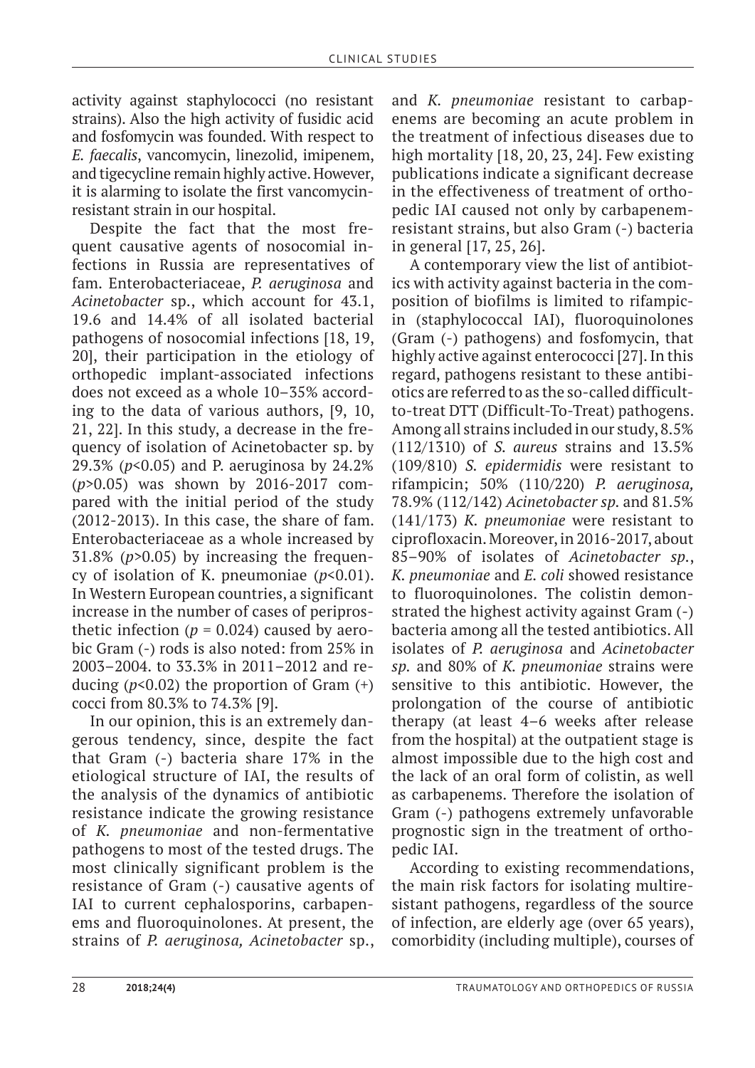activity against staphylococci (no resistant strains). Also the high activity of fusidic acid and fosfomycin was founded. With respect to *E. faecalis*, vancomycin, linezolid, imipenem, and tigecycline remain highly active. However, it is alarming to isolate the first vancomycin-resistant strain in our hospital.

Despite the fact that the most frequent causative agents of nosocomial infections in Russia are representatives of fam. Enterobacteriaceae, *P. aeruginosa* and *Acinetobacter* sp., which account for 43.1, 19.6 and 14.4% of all isolated bacterial pathogens of nosocomial infections [18, 19, 20], their participation in the etiology of orthopedic implant-associated infections does not exceed as a whole 10–35% according to the data of various authors, [9, 10, 21, 22]. In this study, a decrease in the frequency of isolation of Acinetobacter sp. by 29.3% ($p<0.05$) and P. aeruginosa by 24.2% ($p>0.05$) was shown by 2016-2017 compared with the initial period of the study (2012-2013). In this case, the share of fam. Enterobacteriaceae as a whole increased by 31.8% ($p>0.05$) by increasing the frequency of isolation of K. pneumoniae ($p<0.01$). In Western European countries, a significant increase in the number of cases of periprosthetic infection ($p = 0.024$) caused by aerobic Gram (-) rods is also noted: from 25% in 2003–2004. to 33.3% in 2011–2012 and reducing ($p<0.02$) the proportion of Gram (+) cocci from 80.3% to 74.3% [9].

In our opinion, this is an extremely dangerous tendency, since, despite the fact that Gram (-) bacteria share 17% in the etiological structure of IAI, the results of the analysis of the dynamics of antibiotic resistance indicate the growing resistance of *K. pneumoniae* and non-fermentative pathogens to most of the tested drugs. The most clinically significant problem is the resistance of Gram (-) causative agents of IAI to current cephalosporins, carbapenems and fluoroquinolones. At present, the strains of *P. aeruginosa, Acinetobacter* sp., and *K. pneumoniae* resistant to carbapenems are becoming an acute problem in the treatment of infectious diseases due to high mortality [18, 20, 23, 24]. Few existing publications indicate a significant decrease in the effectiveness of treatment of orthopedic IAI caused not only by carbapenem-resistant strains, but also Gram (-) bacteria in general [17, 25, 26].

A contemporary view the list of antibiotics with activity against bacteria in the composition of biofilms is limited to rifampicin (staphylococcal IAI), fluoroquinolones (Gram (-) pathogens) and fosfomycin, that highly active against enterococci [27]. In this regard, pathogens resistant to these antibiotics are referred to as the so-called difficult-to-treat DTT (Difficult-To-Treat) pathogens. Among all strains included in our study, 8.5% (112/1310) of *S. aureus* strains and 13.5% (109/810) *S. epidermidis* were resistant to rifampicin; 50% (110/220) *P. aeruginosa,* 78.9% (112/142) *Acinetobacter sp.* and 81.5% (141/173) *K. pneumoniae* were resistant to ciprofloxacin. Moreover, in 2016-2017, about 85–90% of isolates of *Acinetobacter sp.*, *K. pneumoniae* and *E. coli* showed resistance to fluoroquinolones. The colistin demonstrated the highest activity against Gram (-) bacteria among all the tested antibiotics. All isolates of *P. aeruginosa* and *Acinetobacter sp.* and 80% of *K. pneumoniae* strains were sensitive to this antibiotic. However, the prolongation of the course of antibiotic therapy (at least 4–6 weeks after release from the hospital) at the outpatient stage is almost impossible due to the high cost and the lack of an oral form of colistin, as well as carbapenems. Therefore the isolation of Gram (-) pathogens extremely unfavorable prognostic sign in the treatment of orthopedic IAI.

According to existing recommendations, the main risk factors for isolating multiresistant pathogens, regardless of the source of infection, are elderly age (over 65 years), comorbidity (including multiple), courses of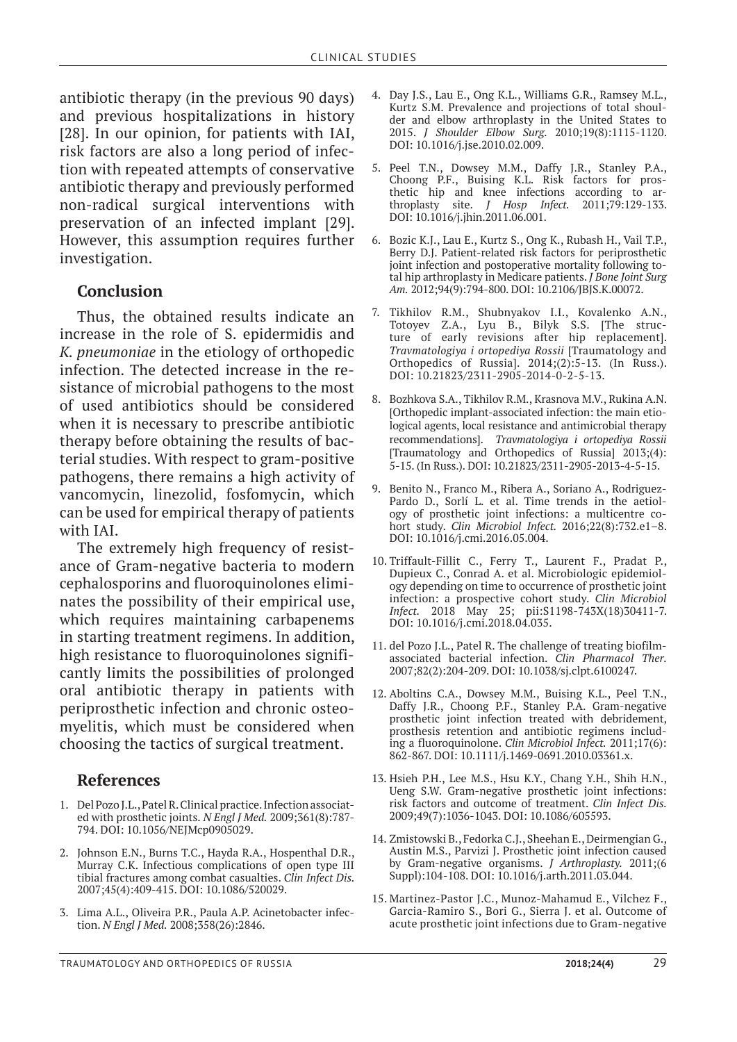antibiotic therapy (in the previous 90 days) and previous hospitalizations in history [28]. In our opinion, for patients with IAI, risk factors are also a long period of infection with repeated attempts of conservative antibiotic therapy and previously performed non-radical surgical interventions with preservation of an infected implant [29]. However, this assumption requires further investigation.

## Conclusion

Thus, the obtained results indicate an increase in the role of S. epidermidis and *K. pneumoniae* in the etiology of orthopedic infection. The detected increase in the resistance of microbial pathogens to the most of used antibiotics should be considered when it is necessary to prescribe antibiotic therapy before obtaining the results of bacterial studies. With respect to gram-positive pathogens, there remains a high activity of vancomycin, linezolid, fosfomycin, which can be used for empirical therapy of patients with IAI.

The extremely high frequency of resistance of Gram-negative bacteria to modern cephalosporins and fluoroquinolones eliminates the possibility of their empirical use, which requires maintaining carbapenems in starting treatment regimens. In addition, high resistance to fluoroquinolones significantly limits the possibilities of prolonged oral antibiotic therapy in patients with periprosthetic infection and chronic osteomyelitis, which must be considered when choosing the tactics of surgical treatment.

## References

1. Del Pozo J.L., Patel R. Clinical practice. Infection associated with prosthetic joints. *N Engl J Med.* 2009;361(8):787-794. DOI: 10.1056/NEJMcp0905029.
2. Johnson E.N., Burns T.C., Hayda R.A., Hospenthal D.R., Murray C.K. Infectious complications of open type III tibial fractures among combat casualties. *Clin Infect Dis.* 2007;45(4):409-415. DOI: 10.1086/520029.
3. Lima A.L., Oliveira P.R., Paula A.P. Acinetobacter infection. *N Engl J Med.* 2008;358(26):2846.
4. Day J.S., Lau E., Ong K.L., Williams G.R., Ramsey M.L., Kurtz S.M. Prevalence and projections of total shoulder and elbow arthroplasty in the United States to 2015. *J Shoulder Elbow Surg.* 2010;19(8):1115-1120. DOI: 10.1016/j.jse.2010.02.009.
5. Peel T.N., Dowsey M.M., Daffy J.R., Stanley P.A., Choong P.F., Buising K.L. Risk factors for prosthetic hip and knee infections according to arthroplasty site. *J Hosp Infect.* 2011;79:129-133. DOI: 10.1016/j.jhin.2011.06.001.
6. Bozic K.J., Lau E., Kurtz S., Ong K., Rubash H., Vail T.P., Berry D.J. Patient-related risk factors for periprosthetic joint infection and postoperative mortality following total hip arthroplasty in Medicare patients. *J Bone Joint Surg Am.* 2012;94(9):794-800. DOI: 10.2106/JBJS.K.00072.
7. Tikhilov R.M., Shubnyakov I.I., Kovalenko A.N., Totoyev Z.A., Lyu B., Bilyk S.S. [The structure of early revisions after hip replacement]. *Travmatologiya i ortopediya Rossii* [Traumatology and Orthopedics of Russia]. 2014;(2):5-13. (In Russ.). DOI: 10.21823/2311-2905-2014-0-2-5-13.
8. Bozhkova S.A., Tikhilov R.M., Krasnova M.V., Rukina A.N. [Orthopedic implant-associated infection: the main etiological agents, local resistance and antimicrobial therapy recommendations]. *Travmatologiya i ortopediya Rossii* [Traumatology and Orthopedics of Russia] 2013;(4): 5-15. (In Russ.). DOI: 10.21823/2311-2905-2013-4-5-15.
9. Benito N., Franco M., Ribera A., Soriano A., Rodriguez-Pardo D., Sorlí L. et al. Time trends in the aetiology of prosthetic joint infections: a multicentre cohort study. *Clin Microbiol Infect.* 2016;22(8):732.e1–8. DOI: 10.1016/j.cmi.2016.05.004.
10. Triffault-Fillit C., Ferry T., Laurent F., Pradat P., Dupieux C., Conrad A. et al. Microbiologic epidemiology depending on time to occurrence of prosthetic joint infection: a prospective cohort study. *Clin Microbiol Infect.* 2018 May 25; pii:S1198-743X(18)30411-7. DOI: 10.1016/j.cmi.2018.04.035.
11. del Pozo J.L., Patel R. The challenge of treating biofilm-associated bacterial infection. *Clin Pharmacol Ther.* 2007;82(2):204-209. DOI: 10.1038/sj.clpt.6100247.
12. Aboltins C.A., Dowsey M.M., Buising K.L., Peel T.N., Daffy J.R., Choong P.F., Stanley P.A. Gram-negative prosthetic joint infection treated with debridement, prosthesis retention and antibiotic regimens including a fluoroquinolone. *Clin Microbiol Infect.* 2011;17(6): 862-867. DOI: 10.1111/j.1469-0691.2010.03361.x.
13. Hsieh P.H., Lee M.S., Hsu K.Y., Chang Y.H., Shih H.N., Ueng S.W. Gram-negative prosthetic joint infections: risk factors and outcome of treatment. *Clin Infect Dis.* 2009;49(7):1036-1043. DOI: 10.1086/605593.
14. Zmistowski B., Fedorka C.J., Sheehan E., Deirmengian G., Austin M.S., Parvizi J. Prosthetic joint infection caused by Gram-negative organisms. *J Arthroplasty.* 2011;(6 Suppl):104-108. DOI: 10.1016/j.arth.2011.03.044.
15. Martinez-Pastor J.C., Munoz-Mahamud E., Vilchez F., Garcia-Ramiro S., Bori G., Sierra J. et al. Outcome of acute prosthetic joint infections due to Gram-negative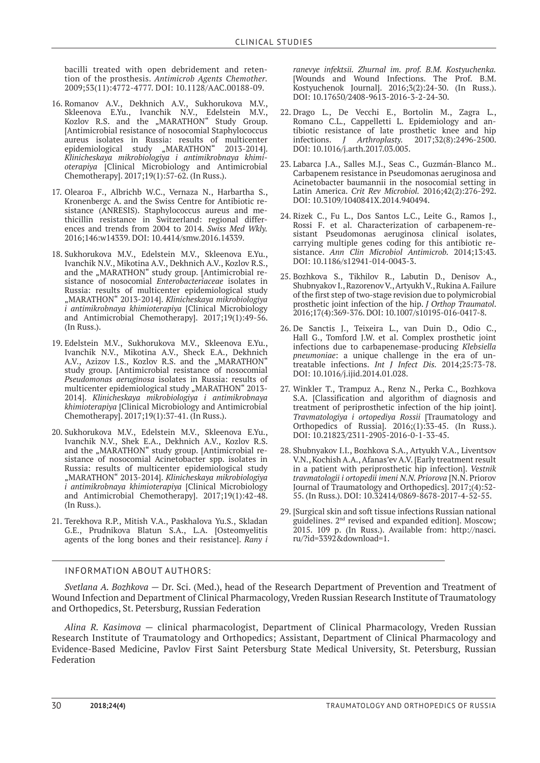bacilli treated with open debridement and retention of the prosthesis. *Antimicrob Agents Chemother*. 2009;53(11):4772-4777. DOI: 10.1128/AAC.00188-09.

16. Romanov A.V., Dekhnich A.V., Sukhorukova M.V., Skleenova E.Yu., Ivanchik N.V., Edelstein M.V., Kozlov R.S. and the „MARATHON" Study Group. [Antimicrobial resistance of nosocomial Staphylococcus aureus isolates in Russia: results of multicenter epidemiological study „MARATHON" 2013-2014]. *Klinicheskaya mikrobiologiya i antimikrobnaya khimioterapiya* [Clinical Microbiology and Antimicrobial Chemotherapy]. 2017;19(1):57-62. (In Russ.).

17. Olearoa F., Albrichb W.C., Vernaza N., Harbartha S., Kronenbergc A. and the Swiss Centre for Antibiotic resistance (ANRESIS). Staphylococcus aureus and methicillin resistance in Switzerland: regional differences and trends from 2004 to 2014. *Swiss Med Wkly*. 2016;146:w14339. DOI: 10.4414/smw.2016.14339.

18. Sukhorukova M.V., Edelstein M.V., Skleenova E.Yu., Ivanchik N.V., Mikotina A.V., Dekhnich A.V., Kozlov R.S., and the „MARATHON" study group. [Antimicrobial resistance of nosocomial *Enterobacteriaceae* isolates in Russia: results of multicenter epidemiological study „MARATHON" 2013-2014]. *Klinicheskaya mikrobiologiya i antimikrobnaya khimioterapiya* [Clinical Microbiology and Antimicrobial Chemotherapy]. 2017;19(1):49-56. (In Russ.).

19. Edelstein M.V., Sukhorukova M.V., Skleenova E.Yu., Ivanchik N.V., Mikotina A.V., Sheck E.A., Dekhnich A.V., Azizov I.S., Kozlov R.S. and the „MARATHON" study group. [Antimicrobial resistance of nosocomial *Pseudomonas aeruginosa* isolates in Russia: results of multicenter epidemiological study „MARATHON" 2013-2014]. *Klinicheskaya mikrobiologiya i antimikrobnaya khimioterapiya* [Clinical Microbiology and Antimicrobial Chemotherapy]. 2017;19(1):37-41. (In Russ.).

20. Sukhorukova M.V., Edelstein M.V., Skleenova E.Yu., Ivanchik N.V., Shek E.A., Dekhnich A.V., Kozlov R.S. and the „MARATHON" study group. [Antimicrobial resistance of nosocomial Acinetobacter spp. isolates in Russia: results of multicenter epidemiological study „MARATHON" 2013-2014]. *Klinicheskaya mikrobiologiya i antimikrobnaya khimioterapiya* [Clinical Microbiology and Antimicrobial Chemotherapy]. 2017;19(1):42-48. (In Russ.).

21. Terekhova R.P., Mitish V.A., Paskhalova Yu.S., Skladan G.E., Prudnikova Blatun S.A., L.A. [Osteomyelitis agents of the long bones and their resistance]. *Rany i ranevye infektsii. Zhurnal im. prof. B.M. Kostyuchenka*. [Wounds and Wound Infections. The Prof. B.M. Kostyuchenok Journal]. 2016;3(2):24-30. (In Russ.). DOI: 10.17650/2408-9613-2016-3-2-24-30.

22. Drago L., De Vecchi E., Bortolin M., Zagra L., Romano C.L., Cappelletti L. Epidemiology and antibiotic resistance of late prosthetic knee and hip infections. *J Arthroplasty*. 2017;32(8):2496-2500. DOI: 10.1016/j.arth.2017.03.005.

23. Labarca J.A., Salles M.J., Seas C., Guzmán-Blanco M.. Carbapenem resistance in Pseudomonas aeruginosa and Acinetobacter baumannii in the nosocomial setting in Latin America. *Crit Rev Microbiol*. 2016;42(2):276-292. DOI: 10.3109/1040841X.2014.940494.

24. Rizek C., Fu L., Dos Santos L.C., Leite G., Ramos J., Rossi F. et al. Characterization of carbapenem-resistant Pseudomonas aeruginosa clinical isolates, carrying multiple genes coding for this antibiotic resistance. *Ann Clin Microbiol Antimicrob*. 2014;13:43. DOI: 10.1186/s12941-014-0043-3.

25. Bozhkova S., Tikhilov R., Labutin D., Denisov A., Shubnyakov I., Razorenov V., Artyukh V., Rukina A. Failure of the first step of two-stage revision due to polymicrobial prosthetic joint infection of the hip. *J Orthop Traumatol*. 2016;17(4):369-376. DOI: 10.1007/s10195-016-0417-8.

26. De Sanctis J., Teixeira L., van Duin D., Odio C., Hall G., Tomford J.W. et al. Complex prosthetic joint infections due to carbapenemase-producing *Klebsiella pneumoniae*: a unique challenge in the era of untreatable infections. *Int J Infect Dis*. 2014;25:73-78. DOI: 10.1016/j.ijid.2014.01.028.

27. Winkler T., Trampuz A., Renz N., Perka C., Bozhkova S.A. [Classification and algorithm of diagnosis and treatment of periprosthetic infection of the hip joint]. *Travmatologiya i ortopediya Rossii* [Traumatology and Orthopedics of Russia]. 2016;(1):33-45. (In Russ.). DOI: 10.21823/2311-2905-2016-0-1-33-45.

28. Shubnyakov I.I., Bozhkova S.A., Artyukh V.A., Liventsov V.N., Kochish A.A., Afanas'ev A.V. [Early treatment result in a patient with periprosthetic hip infection]. *Vestnik travmatologii i ortopedii imeni N.N. Priorova* [N.N. Priorov Journal of Traumatology and Orthopedics]. 2017;(4):52-55. (In Russ.). DOI: 10.32414/0869-8678-2017-4-52-55.

29. [Surgical skin and soft tissue infections Russian national guidelines. 2nd revised and expanded edition]. Moscow; 2015. 109 p. (In Russ.). Available from: http://nasci.ru/?id=3392&download=1.

## INFORMATION ABOUT AUTHORS:

*Svetlana A. Bozhkova* — Dr. Sci. (Med.), head of the Research Department of Prevention and Treatment of Wound Infection and Department of Clinical Pharmacology, Vreden Russian Research Institute of Traumatology and Orthopedics, St. Petersburg, Russian Federation

*Alina R. Kasimova* — clinical pharmacologist, Department of Clinical Pharmacology, Vreden Russian Research Institute of Traumatology and Orthopedics; Assistant, Department of Clinical Pharmacology and Evidence-Based Medicine, Pavlov First Saint Petersburg State Medical University, St. Petersburg, Russian Federation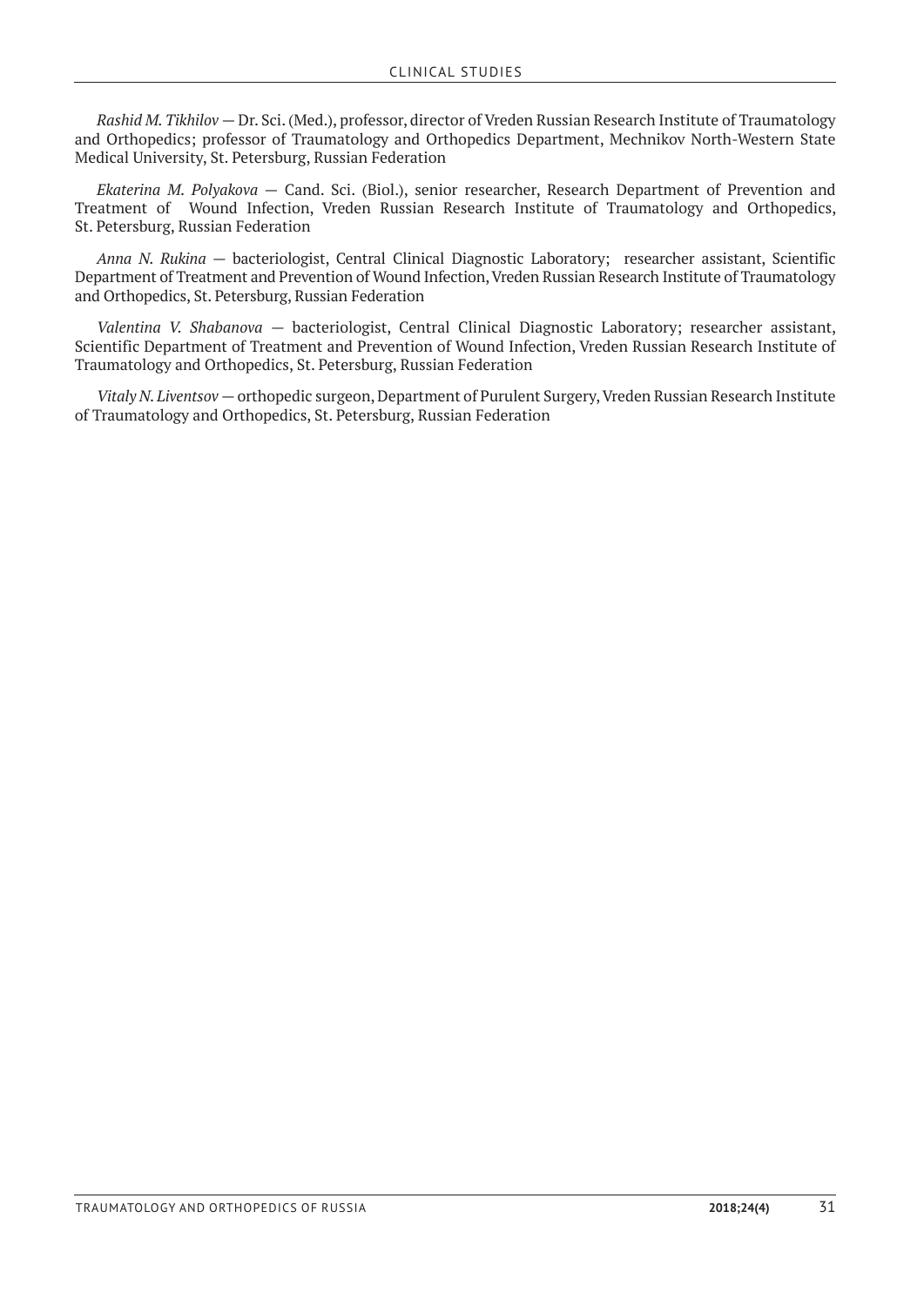*Rashid M. Tikhilov* — Dr. Sci. (Med.), professor, director of Vreden Russian Research Institute of Traumatology and Orthopedics; professor of Traumatology and Orthopedics Department, Mechnikov North-Western State Medical University, St. Petersburg, Russian Federation

*Ekaterina M. Polyakova* — Cand. Sci. (Biol.), senior researcher, Research Department of Prevention and Treatment of Wound Infection, Vreden Russian Research Institute of Traumatology and Orthopedics, St. Petersburg, Russian Federation

*Anna N. Rukina* — bacteriologist, Central Clinical Diagnostic Laboratory; researcher assistant, Scientific Department of Treatment and Prevention of Wound Infection, Vreden Russian Research Institute of Traumatology and Orthopedics, St. Petersburg, Russian Federation

*Valentina V. Shabanova* — bacteriologist, Central Clinical Diagnostic Laboratory; researcher assistant, Scientific Department of Treatment and Prevention of Wound Infection, Vreden Russian Research Institute of Traumatology and Orthopedics, St. Petersburg, Russian Federation

*Vitaly N. Liventsov* — orthopedic surgeon, Department of Purulent Surgery, Vreden Russian Research Institute of Traumatology and Orthopedics, St. Petersburg, Russian Federation